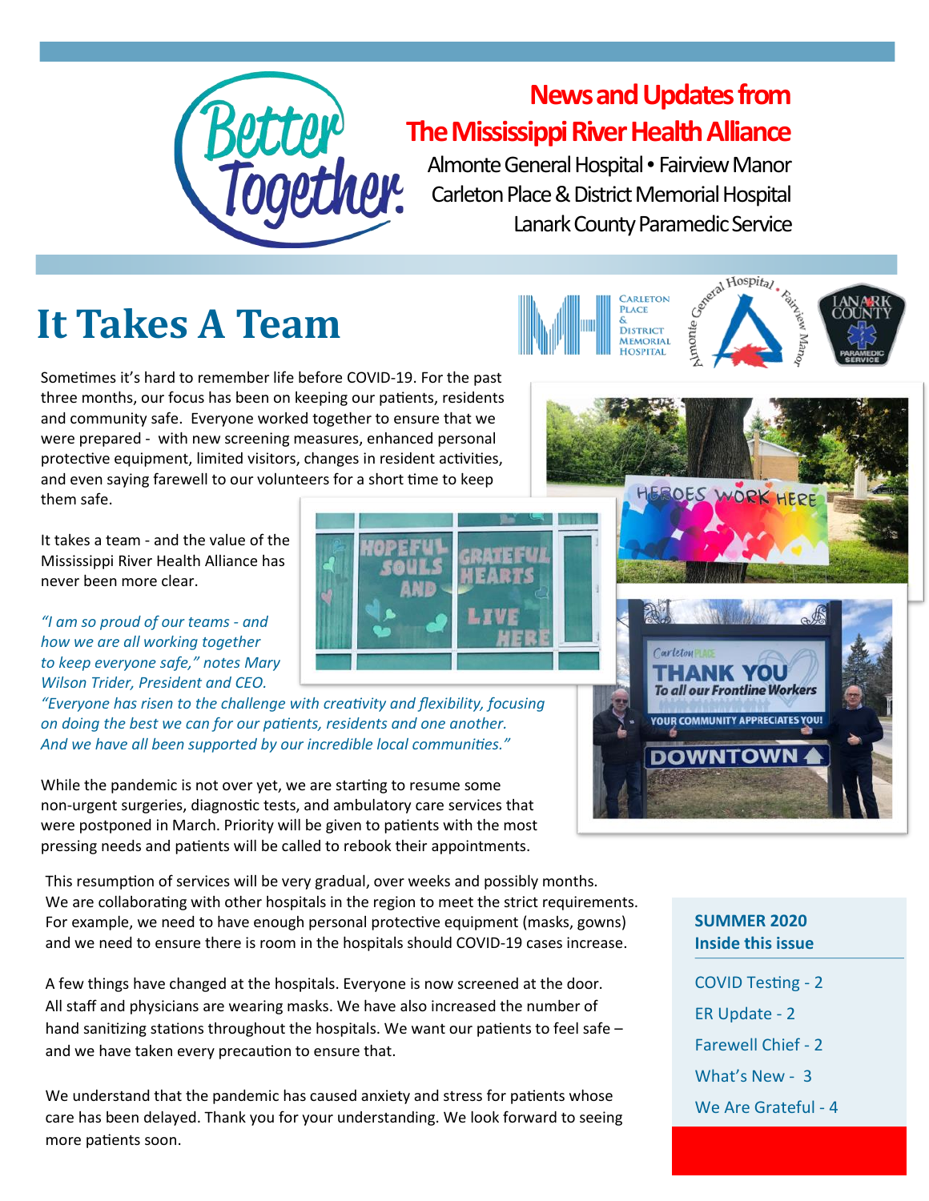# News and Updates from The Mississippi River Health Alliance

Almonte General Hospital • Fairview Manor
Carleton Place & District Memorial Hospital
Lanark County Paramedic Service

## It Takes A Team

Sometimes it's hard to remember life before COVID-19. For the past three months, our focus has been on keeping our patients, residents and community safe. Everyone worked together to ensure that we were prepared - with new screening measures, enhanced personal protective equipment, limited visitors, changes in resident activities, and even saying farewell to our volunteers for a short time to keep them safe.

It takes a team - and the value of the Mississippi River Health Alliance has never been more clear.

*"I am so proud of our teams - and how we are all working together to keep everyone safe," notes Mary Wilson Trider, President and CEO. "Everyone has risen to the challenge with creativity and flexibility, focusing on doing the best we can for our patients, residents and one another. And we have all been supported by our incredible local communities."*

While the pandemic is not over yet, we are starting to resume some non-urgent surgeries, diagnostic tests, and ambulatory care services that were postponed in March. Priority will be given to patients with the most pressing needs and patients will be called to rebook their appointments.

This resumption of services will be very gradual, over weeks and possibly months. We are collaborating with other hospitals in the region to meet the strict requirements. For example, we need to have enough personal protective equipment (masks, gowns) and we need to ensure there is room in the hospitals should COVID-19 cases increase.

A few things have changed at the hospitals. Everyone is now screened at the door. All staff and physicians are wearing masks. We have also increased the number of hand sanitizing stations throughout the hospitals. We want our patients to feel safe – and we have taken every precaution to ensure that.

We understand that the pandemic has caused anxiety and stress for patients whose care has been delayed. Thank you for your understanding. We look forward to seeing more patients soon.

**SUMMER 2020**
**Inside this issue**

- COVID Testing - 2
- ER Update - 2
- Farewell Chief - 2
- What's New - 3
- We Are Grateful - 4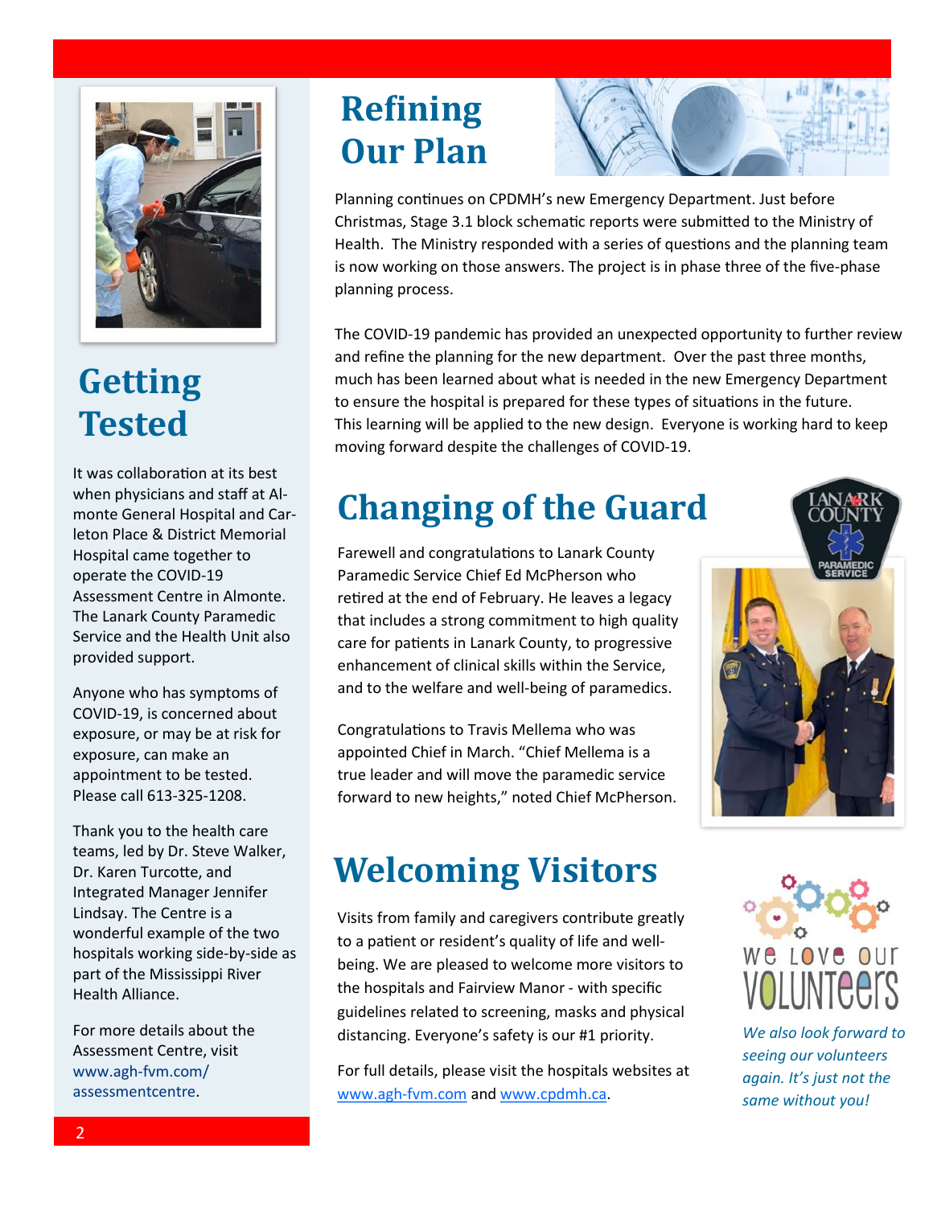## Getting Tested

It was collaboration at its best when physicians and staff at Almonte General Hospital and Carleton Place & District Memorial Hospital came together to operate the COVID-19 Assessment Centre in Almonte. The Lanark County Paramedic Service and the Health Unit also provided support.

Anyone who has symptoms of COVID-19, is concerned about exposure, or may be at risk for exposure, can make an appointment to be tested. Please call 613-325-1208.

Thank you to the health care teams, led by Dr. Steve Walker, Dr. Karen Turcotte, and Integrated Manager Jennifer Lindsay. The Centre is a wonderful example of the two hospitals working side-by-side as part of the Mississippi River Health Alliance.

For more details about the Assessment Centre, visit www.agh-fvm.com/assessmentcentre.

## Refining Our Plan

Planning continues on CPDMH's new Emergency Department. Just before Christmas, Stage 3.1 block schematic reports were submitted to the Ministry of Health. The Ministry responded with a series of questions and the planning team is now working on those answers. The project is in phase three of the five-phase planning process.

The COVID-19 pandemic has provided an unexpected opportunity to further review and refine the planning for the new department. Over the past three months, much has been learned about what is needed in the new Emergency Department to ensure the hospital is prepared for these types of situations in the future. This learning will be applied to the new design. Everyone is working hard to keep moving forward despite the challenges of COVID-19.

## Changing of the Guard

Farewell and congratulations to Lanark County Paramedic Service Chief Ed McPherson who retired at the end of February. He leaves a legacy that includes a strong commitment to high quality care for patients in Lanark County, to progressive enhancement of clinical skills within the Service, and to the welfare and well-being of paramedics.

Congratulations to Travis Mellema who was appointed Chief in March. "Chief Mellema is a true leader and will move the paramedic service forward to new heights," noted Chief McPherson.

## Welcoming Visitors

Visits from family and caregivers contribute greatly to a patient or resident's quality of life and well-being. We are pleased to welcome more visitors to the hospitals and Fairview Manor - with specific guidelines related to screening, masks and physical distancing. Everyone's safety is our #1 priority.

For full details, please visit the hospitals websites at www.agh-fvm.com and www.cpdmh.ca.

We love our VOLUNTEERS

*We also look forward to seeing our volunteers again. It's just not the same without you!*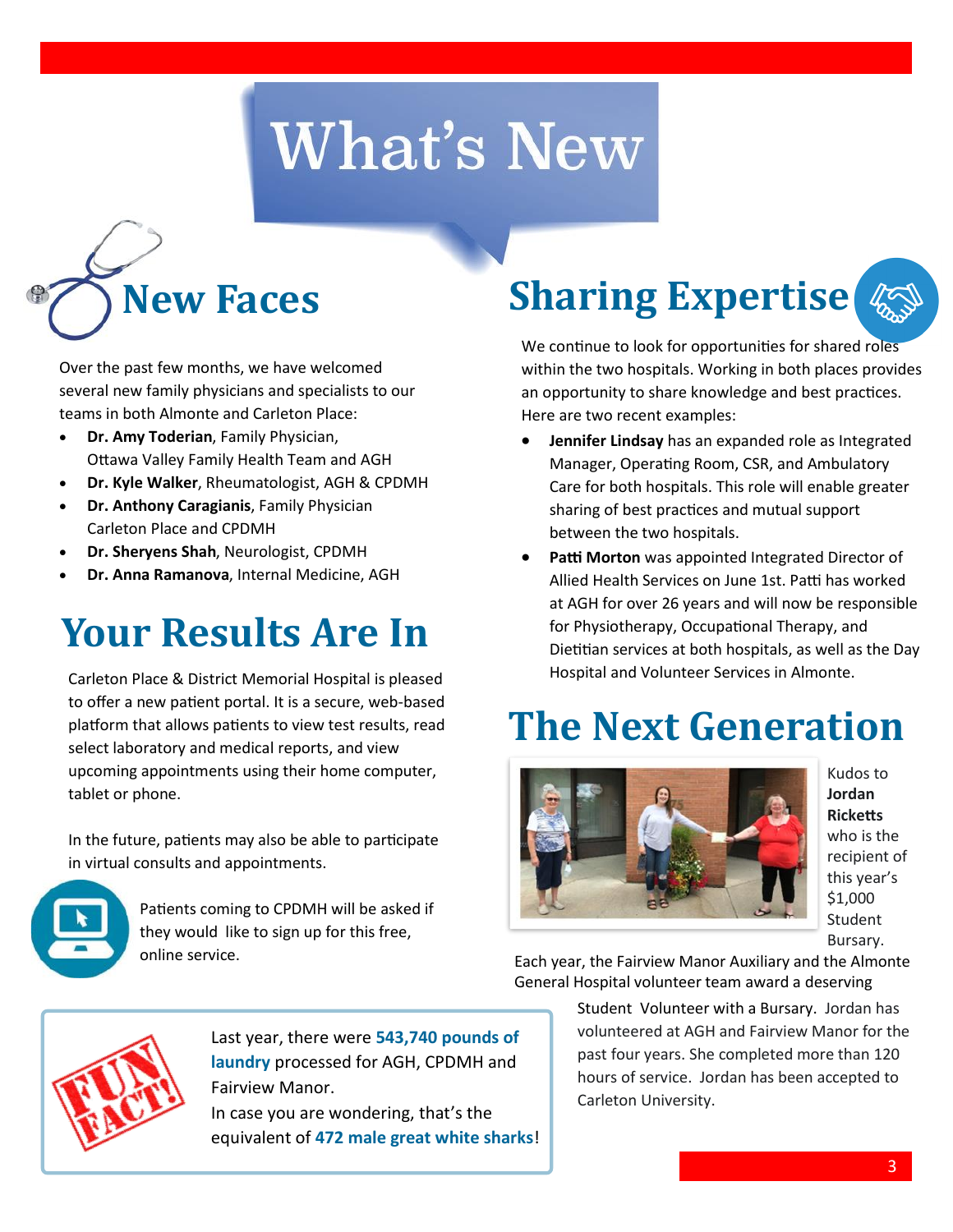# What's New

## New Faces

Over the past few months, we have welcomed several new family physicians and specialists to our teams in both Almonte and Carleton Place:

- **Dr. Amy Toderian**, Family Physician, Ottawa Valley Family Health Team and AGH
- **Dr. Kyle Walker**, Rheumatologist, AGH & CPDMH
- **Dr. Anthony Caragianis**, Family Physician Carleton Place and CPDMH
- **Dr. Sheryens Shah**, Neurologist, CPDMH
- **Dr. Anna Ramanova**, Internal Medicine, AGH

## Your Results Are In

Carleton Place & District Memorial Hospital is pleased to offer a new patient portal. It is a secure, web-based platform that allows patients to view test results, read select laboratory and medical reports, and view upcoming appointments using their home computer, tablet or phone.

In the future, patients may also be able to participate in virtual consults and appointments.

Patients coming to CPDMH will be asked if they would like to sign up for this free, online service.

Last year, there were **543,740 pounds of laundry** processed for AGH, CPDMH and Fairview Manor.
In case you are wondering, that's the equivalent of **472 male great white sharks**!

## Sharing Expertise

We continue to look for opportunities for shared roles within the two hospitals. Working in both places provides an opportunity to share knowledge and best practices. Here are two recent examples:

- **Jennifer Lindsay** has an expanded role as Integrated Manager, Operating Room, CSR, and Ambulatory Care for both hospitals. This role will enable greater sharing of best practices and mutual support between the two hospitals.
- **Patti Morton** was appointed Integrated Director of Allied Health Services on June 1st. Patti has worked at AGH for over 26 years and will now be responsible for Physiotherapy, Occupational Therapy, and Dietitian services at both hospitals, as well as the Day Hospital and Volunteer Services in Almonte.

## The Next Generation

Kudos to **Jordan Ricketts** who is the recipient of this year's $1,000 Student Bursary.

Each year, the Fairview Manor Auxiliary and the Almonte General Hospital volunteer team award a deserving Student Volunteer with a Bursary. Jordan has volunteered at AGH and Fairview Manor for the past four years. She completed more than 120 hours of service. Jordan has been accepted to Carleton University.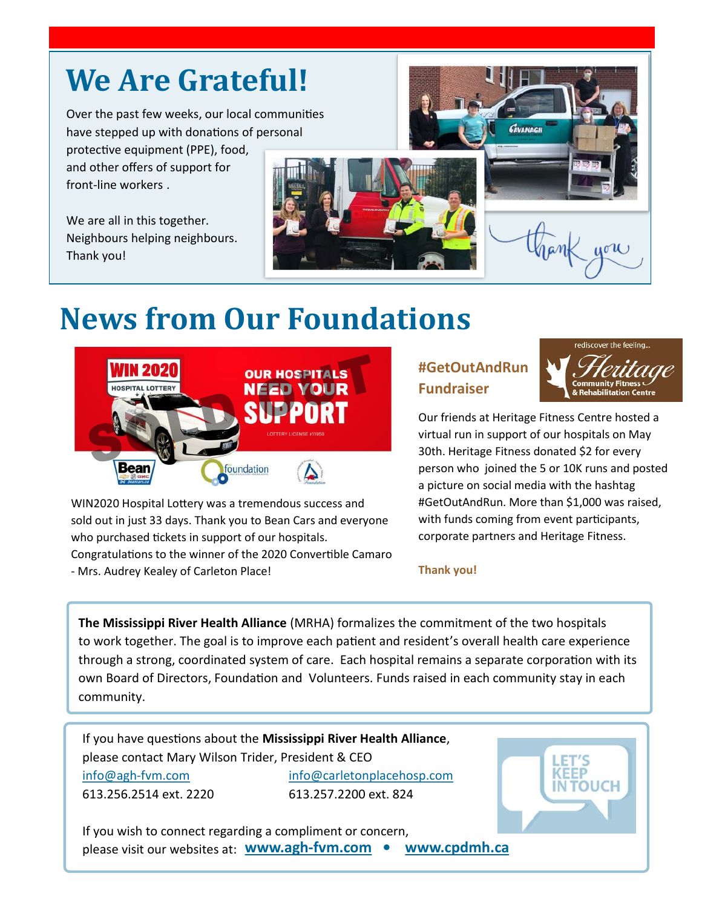# We Are Grateful!

Over the past few weeks, our local communities have stepped up with donations of personal protective equipment (PPE), food, and other offers of support for front-line workers .

We are all in this together. Neighbours helping neighbours. Thank you!

# News from Our Foundations

WIN2020 Hospital Lottery was a tremendous success and sold out in just 33 days. Thank you to Bean Cars and everyone who purchased tickets in support of our hospitals. Congratulations to the winner of the 2020 Convertible Camaro - Mrs. Audrey Kealey of Carleton Place!

## #GetOutAndRun Fundraiser

Our friends at Heritage Fitness Centre hosted a virtual run in support of our hospitals on May 30th. Heritage Fitness donated $2 for every person who joined the 5 or 10K runs and posted a picture on social media with the hashtag #GetOutAndRun. More than $1,000 was raised, with funds coming from event participants, corporate partners and Heritage Fitness.

**Thank you!**

**The Mississippi River Health Alliance** (MRHA) formalizes the commitment of the two hospitals to work together. The goal is to improve each patient and resident's overall health care experience through a strong, coordinated system of care. Each hospital remains a separate corporation with its own Board of Directors, Foundation and Volunteers. Funds raised in each community stay in each community.

If you have questions about the **Mississippi River Health Alliance**, please contact Mary Wilson Trider, President & CEO

info@agh-fvm.com
613.256.2514 ext. 2220

info@carletonplacehosp.com
613.257.2200 ext. 824

If you wish to connect regarding a compliment or concern, please visit our websites at: **www.agh-fvm.com** • **www.cpdmh.ca**